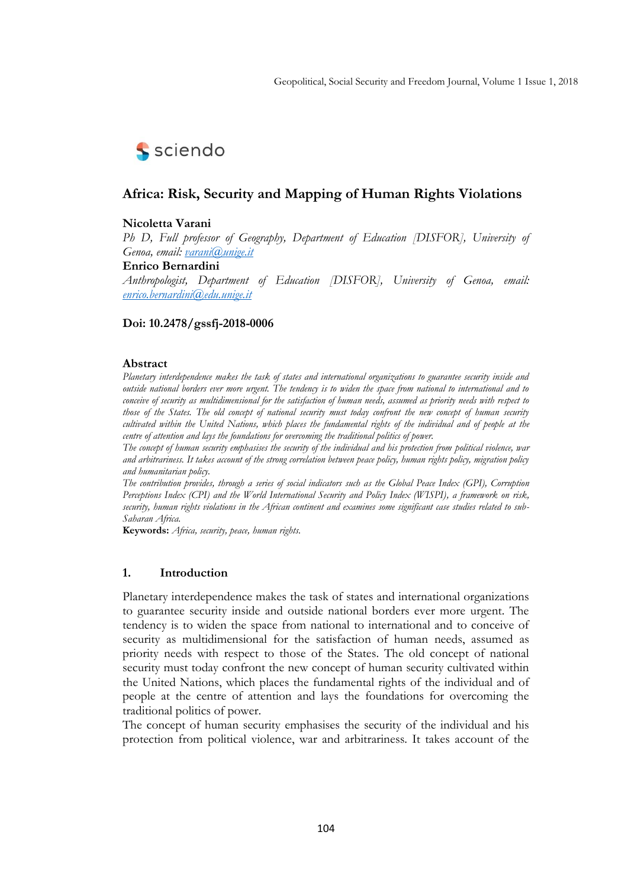sciendo

# Africa: Risk, Security and Mapping of Human Rights Violations

**Nicoletta Varani**
*Ph D, Full professor of Geography, Department of Education [DISFOR], University of Genoa, email: varani@unige.it*
**Enrico Bernardini**
*Anthropologist, Department of Education [DISFOR], University of Genoa, email: enrico.bernardini@edu.unige.it*

**Doi: 10.2478/gssfj-2018-0006**

## Abstract

*Planetary interdependence makes the task of states and international organizations to guarantee security inside and outside national borders ever more urgent. The tendency is to widen the space from national to international and to conceive of security as multidimensional for the satisfaction of human needs, assumed as priority needs with respect to those of the States. The old concept of national security must today confront the new concept of human security cultivated within the United Nations, which places the fundamental rights of the individual and of people at the centre of attention and lays the foundations for overcoming the traditional politics of power.*
*The concept of human security emphasises the security of the individual and his protection from political violence, war and arbitrariness. It takes account of the strong correlation between peace policy, human rights policy, migration policy and humanitarian policy.*
*The contribution provides, through a series of social indicators such as the Global Peace Index (GPI), Corruption Perceptions Index (CPI) and the World International Security and Policy Index (WISPI), a framework on risk, security, human rights violations in the African continent and examines some significant case studies related to sub-Saharan Africa.*
**Keywords:** *Africa, security, peace, human rights.*

## 1. Introduction

Planetary interdependence makes the task of states and international organizations to guarantee security inside and outside national borders ever more urgent. The tendency is to widen the space from national to international and to conceive of security as multidimensional for the satisfaction of human needs, assumed as priority needs with respect to those of the States. The old concept of national security must today confront the new concept of human security cultivated within the United Nations, which places the fundamental rights of the individual and of people at the centre of attention and lays the foundations for overcoming the traditional politics of power.
The concept of human security emphasises the security of the individual and his protection from political violence, war and arbitrariness. It takes account of the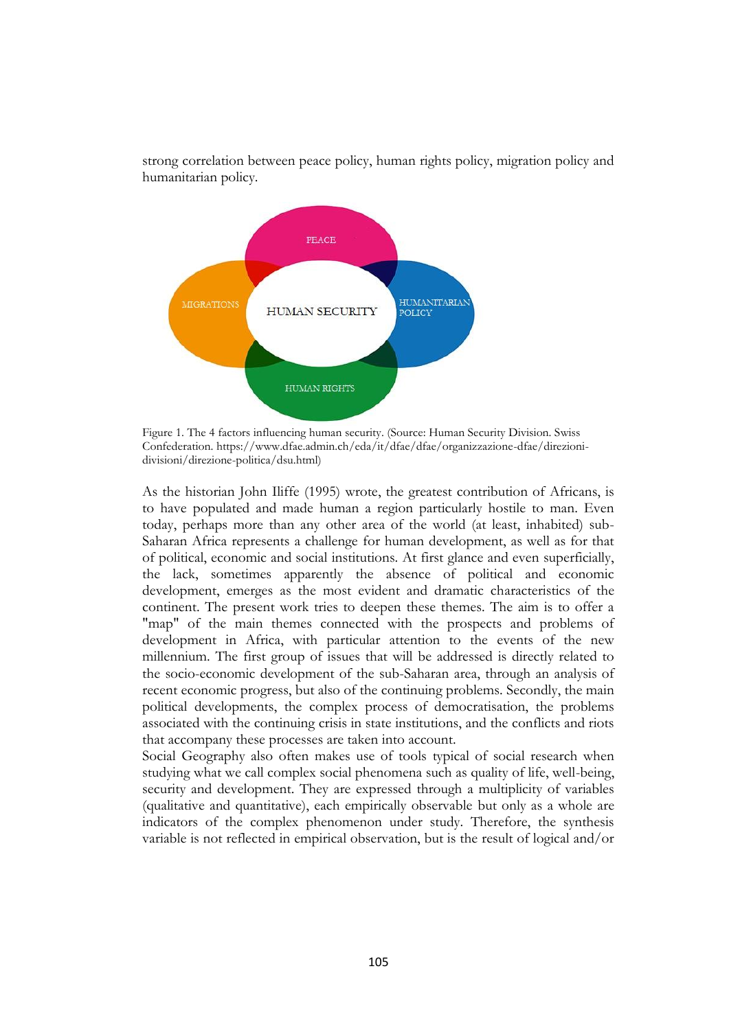strong correlation between peace policy, human rights policy, migration policy and humanitarian policy.

Figure 1. The 4 factors influencing human security. (Source: Human Security Division. Swiss Confederation. https://www.dfae.admin.ch/eda/it/dfae/dfae/organizzazione-dfae/direzioni-divisioni/direzione-politica/dsu.html)

As the historian John Iliffe (1995) wrote, the greatest contribution of Africans, is to have populated and made human a region particularly hostile to man. Even today, perhaps more than any other area of the world (at least, inhabited) sub-Saharan Africa represents a challenge for human development, as well as for that of political, economic and social institutions. At first glance and even superficially, the lack, sometimes apparently the absence of political and economic development, emerges as the most evident and dramatic characteristics of the continent. The present work tries to deepen these themes. The aim is to offer a "map" of the main themes connected with the prospects and problems of development in Africa, with particular attention to the events of the new millennium. The first group of issues that will be addressed is directly related to the socio-economic development of the sub-Saharan area, through an analysis of recent economic progress, but also of the continuing problems. Secondly, the main political developments, the complex process of democratisation, the problems associated with the continuing crisis in state institutions, and the conflicts and riots that accompany these processes are taken into account.

Social Geography also often makes use of tools typical of social research when studying what we call complex social phenomena such as quality of life, well-being, security and development. They are expressed through a multiplicity of variables (qualitative and quantitative), each empirically observable but only as a whole are indicators of the complex phenomenon under study. Therefore, the synthesis variable is not reflected in empirical observation, but is the result of logical and/or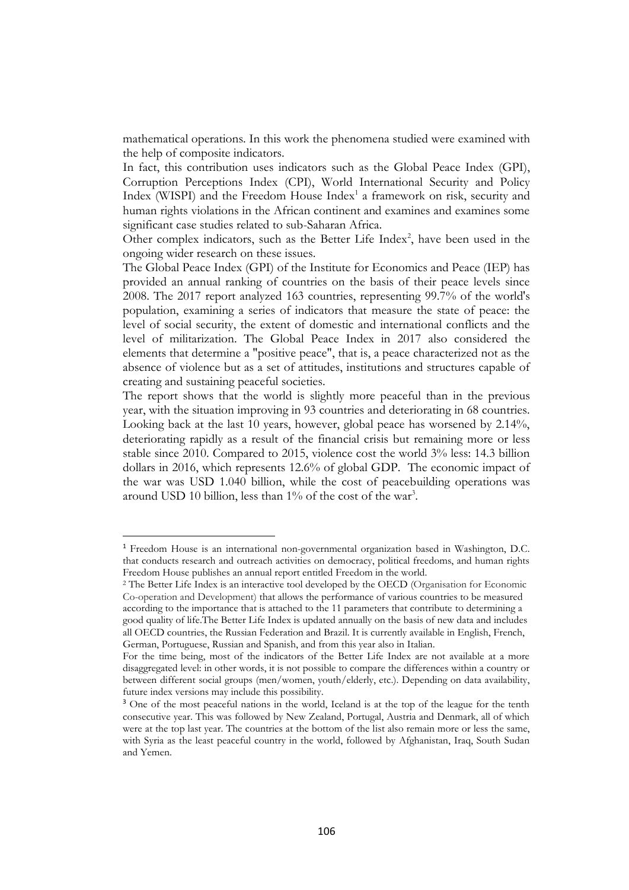mathematical operations. In this work the phenomena studied were examined with the help of composite indicators.

In fact, this contribution uses indicators such as the Global Peace Index (GPI), Corruption Perceptions Index (CPI), World International Security and Policy Index (WISPI) and the Freedom House Index[1] a framework on risk, security and human rights violations in the African continent and examines and examines some significant case studies related to sub-Saharan Africa.

Other complex indicators, such as the Better Life Index[2], have been used in the ongoing wider research on these issues.

The Global Peace Index (GPI) of the Institute for Economics and Peace (IEP) has provided an annual ranking of countries on the basis of their peace levels since 2008. The 2017 report analyzed 163 countries, representing 99.7% of the world's population, examining a series of indicators that measure the state of peace: the level of social security, the extent of domestic and international conflicts and the level of militarization. The Global Peace Index in 2017 also considered the elements that determine a "positive peace", that is, a peace characterized not as the absence of violence but as a set of attitudes, institutions and structures capable of creating and sustaining peaceful societies.

The report shows that the world is slightly more peaceful than in the previous year, with the situation improving in 93 countries and deteriorating in 68 countries. Looking back at the last 10 years, however, global peace has worsened by 2.14%, deteriorating rapidly as a result of the financial crisis but remaining more or less stable since 2010. Compared to 2015, violence cost the world 3% less: 14.3 billion dollars in 2016, which represents 12.6% of global GDP. The economic impact of the war was USD 1.040 billion, while the cost of peacebuilding operations was around USD 10 billion, less than 1% of the cost of the war[3].

---

[1] Freedom House is an international non-governmental organization based in Washington, D.C. that conducts research and outreach activities on democracy, political freedoms, and human rights Freedom House publishes an annual report entitled Freedom in the world.

[2] The Better Life Index is an interactive tool developed by the OECD (Organisation for Economic Co-operation and Development) that allows the performance of various countries to be measured according to the importance that is attached to the 11 parameters that contribute to determining a good quality of life.The Better Life Index is updated annually on the basis of new data and includes all OECD countries, the Russian Federation and Brazil. It is currently available in English, French, German, Portuguese, Russian and Spanish, and from this year also in Italian.

For the time being, most of the indicators of the Better Life Index are not available at a more disaggregated level: in other words, it is not possible to compare the differences within a country or between different social groups (men/women, youth/elderly, etc.). Depending on data availability, future index versions may include this possibility.

[3] One of the most peaceful nations in the world, Iceland is at the top of the league for the tenth consecutive year. This was followed by New Zealand, Portugal, Austria and Denmark, all of which were at the top last year. The countries at the bottom of the list also remain more or less the same, with Syria as the least peaceful country in the world, followed by Afghanistan, Iraq, South Sudan and Yemen.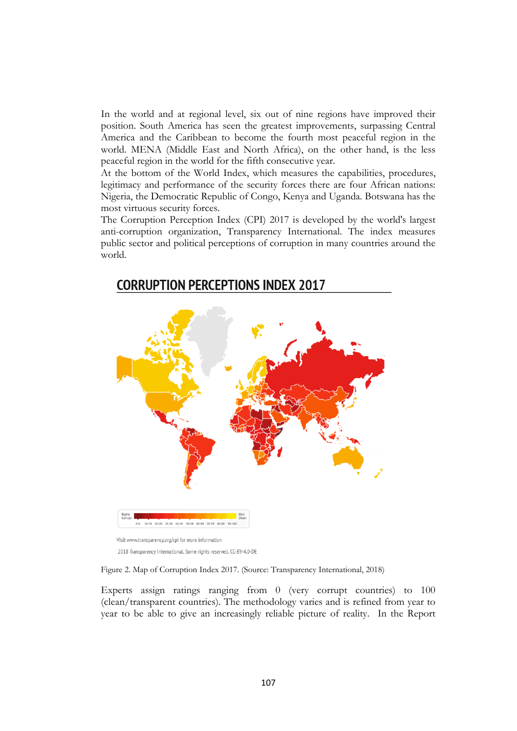In the world and at regional level, six out of nine regions have improved their position. South America has seen the greatest improvements, surpassing Central America and the Caribbean to become the fourth most peaceful region in the world. MENA (Middle East and North Africa), on the other hand, is the less peaceful region in the world for the fifth consecutive year.

At the bottom of the World Index, which measures the capabilities, procedures, legitimacy and performance of the security forces there are four African nations: Nigeria, the Democratic Republic of Congo, Kenya and Uganda. Botswana has the most virtuous security forces.

The Corruption Perception Index (CPI) 2017 is developed by the world's largest anti-corruption organization, Transparency International. The index measures public sector and political perceptions of corruption in many countries around the world.

CORRUPTION PERCEPTIONS INDEX 2017

Highly Corrupt 0-9 10-19 20-29 30-39 40-49 50-59 60-69 70-79 80-89 90-100 Very Clean

Visit www.transparency.org/cpi for more information

2018 Transparency International. Some rights reserved. CC-BY-4.0-DE

Figure 2. Map of Corruption Index 2017. (Source: Transparency International, 2018)

Experts assign ratings ranging from 0 (very corrupt countries) to 100 (clean/transparent countries). The methodology varies and is refined from year to year to be able to give an increasingly reliable picture of reality. In the Report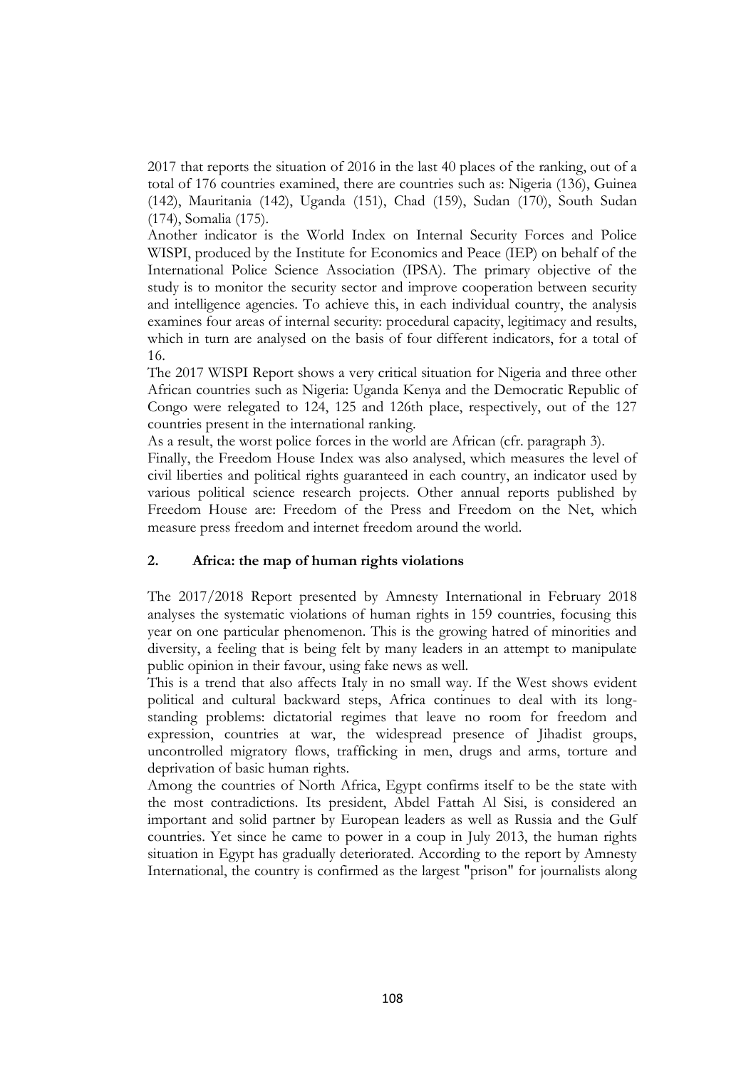2017 that reports the situation of 2016 in the last 40 places of the ranking, out of a total of 176 countries examined, there are countries such as: Nigeria (136), Guinea (142), Mauritania (142), Uganda (151), Chad (159), Sudan (170), South Sudan (174), Somalia (175).

Another indicator is the World Index on Internal Security Forces and Police WISPI, produced by the Institute for Economics and Peace (IEP) on behalf of the International Police Science Association (IPSA). The primary objective of the study is to monitor the security sector and improve cooperation between security and intelligence agencies. To achieve this, in each individual country, the analysis examines four areas of internal security: procedural capacity, legitimacy and results, which in turn are analysed on the basis of four different indicators, for a total of 16.

The 2017 WISPI Report shows a very critical situation for Nigeria and three other African countries such as Nigeria: Uganda Kenya and the Democratic Republic of Congo were relegated to 124, 125 and 126th place, respectively, out of the 127 countries present in the international ranking.

As a result, the worst police forces in the world are African (cfr. paragraph 3).

Finally, the Freedom House Index was also analysed, which measures the level of civil liberties and political rights guaranteed in each country, an indicator used by various political science research projects. Other annual reports published by Freedom House are: Freedom of the Press and Freedom on the Net, which measure press freedom and internet freedom around the world.

## 2. Africa: the map of human rights violations

The 2017/2018 Report presented by Amnesty International in February 2018 analyses the systematic violations of human rights in 159 countries, focusing this year on one particular phenomenon. This is the growing hatred of minorities and diversity, a feeling that is being felt by many leaders in an attempt to manipulate public opinion in their favour, using fake news as well.

This is a trend that also affects Italy in no small way. If the West shows evident political and cultural backward steps, Africa continues to deal with its long-standing problems: dictatorial regimes that leave no room for freedom and expression, countries at war, the widespread presence of Jihadist groups, uncontrolled migratory flows, trafficking in men, drugs and arms, torture and deprivation of basic human rights.

Among the countries of North Africa, Egypt confirms itself to be the state with the most contradictions. Its president, Abdel Fattah Al Sisi, is considered an important and solid partner by European leaders as well as Russia and the Gulf countries. Yet since he came to power in a coup in July 2013, the human rights situation in Egypt has gradually deteriorated. According to the report by Amnesty International, the country is confirmed as the largest "prison" for journalists along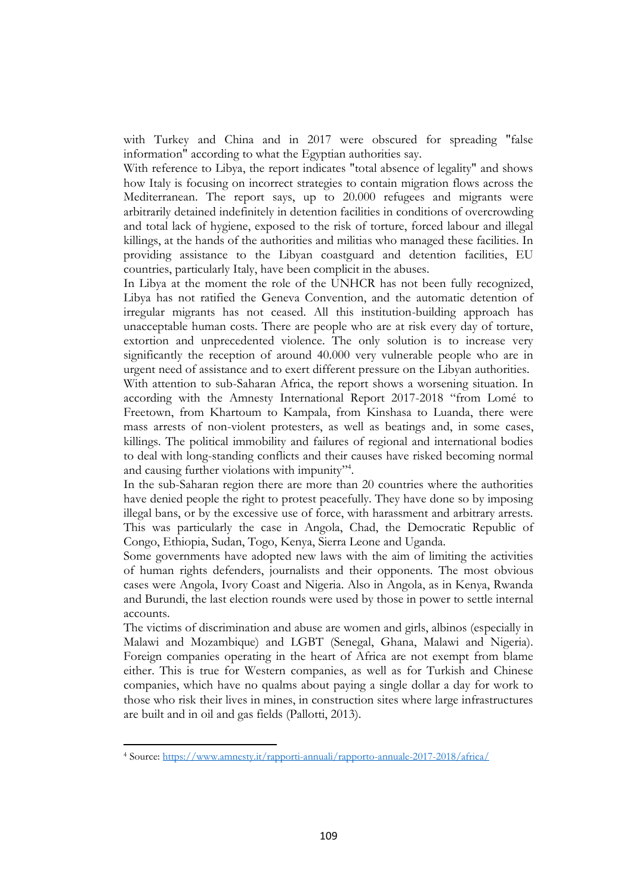with Turkey and China and in 2017 were obscured for spreading "false information" according to what the Egyptian authorities say.

With reference to Libya, the report indicates "total absence of legality" and shows how Italy is focusing on incorrect strategies to contain migration flows across the Mediterranean. The report says, up to 20.000 refugees and migrants were arbitrarily detained indefinitely in detention facilities in conditions of overcrowding and total lack of hygiene, exposed to the risk of torture, forced labour and illegal killings, at the hands of the authorities and militias who managed these facilities. In providing assistance to the Libyan coastguard and detention facilities, EU countries, particularly Italy, have been complicit in the abuses.

In Libya at the moment the role of the UNHCR has not been fully recognized, Libya has not ratified the Geneva Convention, and the automatic detention of irregular migrants has not ceased. All this institution-building approach has unacceptable human costs. There are people who are at risk every day of torture, extortion and unprecedented violence. The only solution is to increase very significantly the reception of around 40.000 very vulnerable people who are in urgent need of assistance and to exert different pressure on the Libyan authorities.

With attention to sub-Saharan Africa, the report shows a worsening situation. In according with the Amnesty International Report 2017-2018 "from Lomé to Freetown, from Khartoum to Kampala, from Kinshasa to Luanda, there were mass arrests of non-violent protesters, as well as beatings and, in some cases, killings. The political immobility and failures of regional and international bodies to deal with long-standing conflicts and their causes have risked becoming normal and causing further violations with impunity"[4].

In the sub-Saharan region there are more than 20 countries where the authorities have denied people the right to protest peacefully. They have done so by imposing illegal bans, or by the excessive use of force, with harassment and arbitrary arrests. This was particularly the case in Angola, Chad, the Democratic Republic of Congo, Ethiopia, Sudan, Togo, Kenya, Sierra Leone and Uganda.

Some governments have adopted new laws with the aim of limiting the activities of human rights defenders, journalists and their opponents. The most obvious cases were Angola, Ivory Coast and Nigeria. Also in Angola, as in Kenya, Rwanda and Burundi, the last election rounds were used by those in power to settle internal accounts.

The victims of discrimination and abuse are women and girls, albinos (especially in Malawi and Mozambique) and LGBT (Senegal, Ghana, Malawi and Nigeria). Foreign companies operating in the heart of Africa are not exempt from blame either. This is true for Western companies, as well as for Turkish and Chinese companies, which have no qualms about paying a single dollar a day for work to those who risk their lives in mines, in construction sites where large infrastructures are built and in oil and gas fields (Pallotti, 2013).

---

[4] Source: https://www.amnesty.it/rapporti-annuali/rapporto-annuale-2017-2018/africa/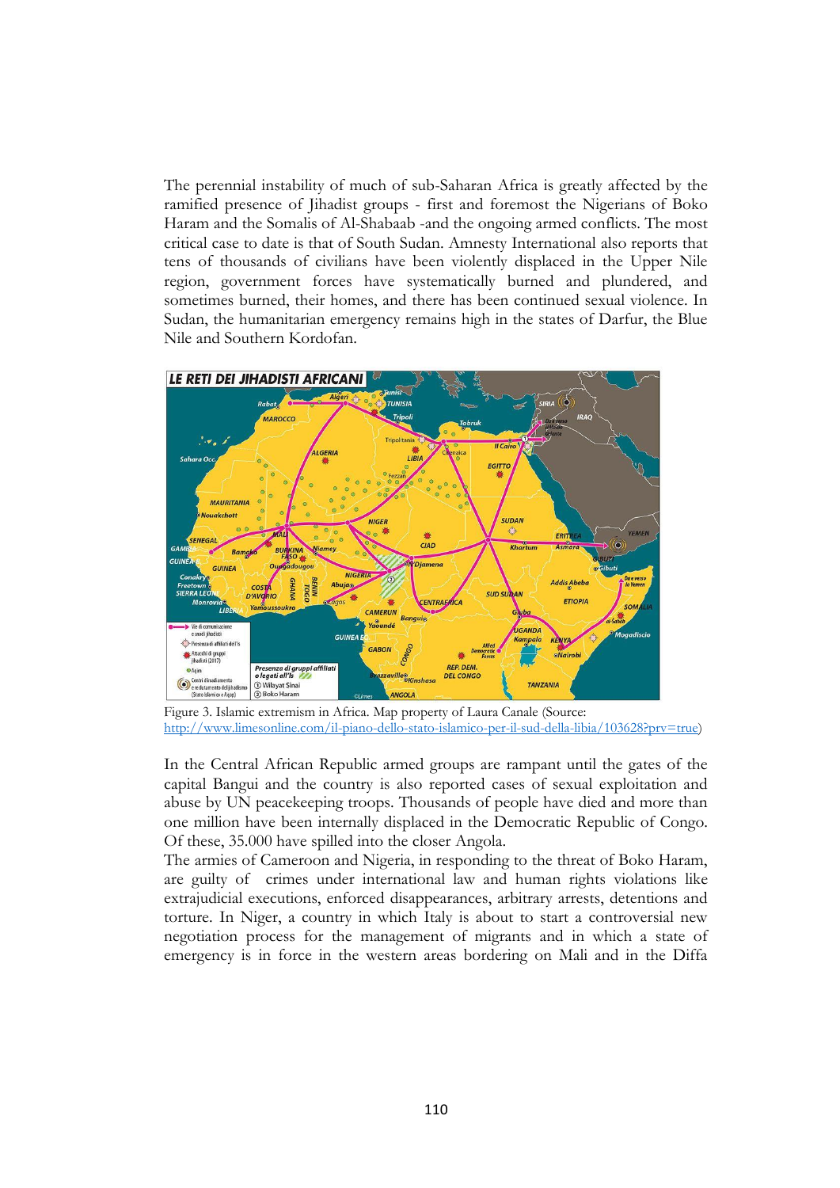The perennial instability of much of sub-Saharan Africa is greatly affected by the ramified presence of Jihadist groups - first and foremost the Nigerians of Boko Haram and the Somalis of Al-Shabaab -and the ongoing armed conflicts. The most critical case to date is that of South Sudan. Amnesty International also reports that tens of thousands of civilians have been violently displaced in the Upper Nile region, government forces have systematically burned and plundered, and sometimes burned, their homes, and there has been continued sexual violence. In Sudan, the humanitarian emergency remains high in the states of Darfur, the Blue Nile and Southern Kordofan.

Figure 3. Islamic extremism in Africa. Map property of Laura Canale (Source: http://www.limesonline.com/il-piano-dello-stato-islamico-per-il-sud-della-libia/103628?prv=true)

In the Central African Republic armed groups are rampant until the gates of the capital Bangui and the country is also reported cases of sexual exploitation and abuse by UN peacekeeping troops. Thousands of people have died and more than one million have been internally displaced in the Democratic Republic of Congo. Of these, 35.000 have spilled into the closer Angola.

The armies of Cameroon and Nigeria, in responding to the threat of Boko Haram, are guilty of crimes under international law and human rights violations like extrajudicial executions, enforced disappearances, arbitrary arrests, detentions and torture. In Niger, a country in which Italy is about to start a controversial new negotiation process for the management of migrants and in which a state of emergency is in force in the western areas bordering on Mali and in the Diffa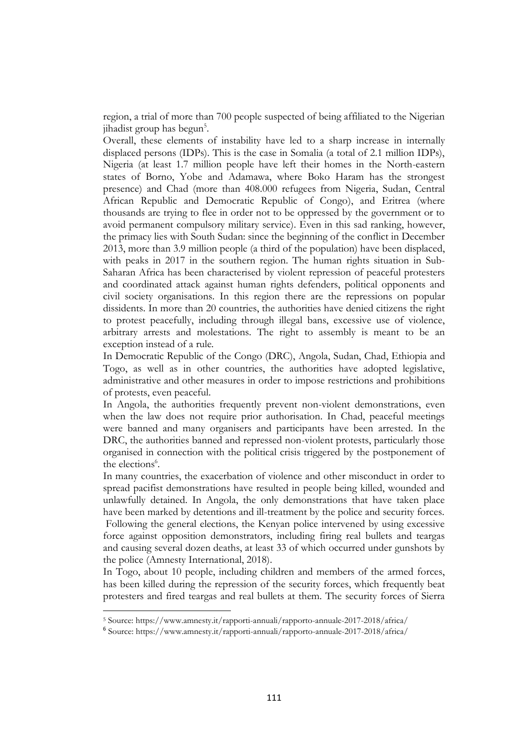region, a trial of more than 700 people suspected of being affiliated to the Nigerian jihadist group has begun[5].

Overall, these elements of instability have led to a sharp increase in internally displaced persons (IDPs). This is the case in Somalia (a total of 2.1 million IDPs), Nigeria (at least 1.7 million people have left their homes in the North-eastern states of Borno, Yobe and Adamawa, where Boko Haram has the strongest presence) and Chad (more than 408.000 refugees from Nigeria, Sudan, Central African Republic and Democratic Republic of Congo), and Eritrea (where thousands are trying to flee in order not to be oppressed by the government or to avoid permanent compulsory military service). Even in this sad ranking, however, the primacy lies with South Sudan: since the beginning of the conflict in December 2013, more than 3.9 million people (a third of the population) have been displaced, with peaks in 2017 in the southern region. The human rights situation in Sub-Saharan Africa has been characterised by violent repression of peaceful protesters and coordinated attack against human rights defenders, political opponents and civil society organisations. In this region there are the repressions on popular dissidents. In more than 20 countries, the authorities have denied citizens the right to protest peacefully, including through illegal bans, excessive use of violence, arbitrary arrests and molestations. The right to assembly is meant to be an exception instead of a rule.

In Democratic Republic of the Congo (DRC), Angola, Sudan, Chad, Ethiopia and Togo, as well as in other countries, the authorities have adopted legislative, administrative and other measures in order to impose restrictions and prohibitions of protests, even peaceful.

In Angola, the authorities frequently prevent non-violent demonstrations, even when the law does not require prior authorisation. In Chad, peaceful meetings were banned and many organisers and participants have been arrested. In the DRC, the authorities banned and repressed non-violent protests, particularly those organised in connection with the political crisis triggered by the postponement of the elections[6].

In many countries, the exacerbation of violence and other misconduct in order to spread pacifist demonstrations have resulted in people being killed, wounded and unlawfully detained. In Angola, the only demonstrations that have taken place have been marked by detentions and ill-treatment by the police and security forces. Following the general elections, the Kenyan police intervened by using excessive force against opposition demonstrators, including firing real bullets and teargas and causing several dozen deaths, at least 33 of which occurred under gunshots by the police (Amnesty International, 2018).

In Togo, about 10 people, including children and members of the armed forces, has been killed during the repression of the security forces, which frequently beat protesters and fired teargas and real bullets at them. The security forces of Sierra

[5] Source: https://www.amnesty.it/rapporti-annuali/rapporto-annuale-2017-2018/africa/

[6] Source: https://www.amnesty.it/rapporti-annuali/rapporto-annuale-2017-2018/africa/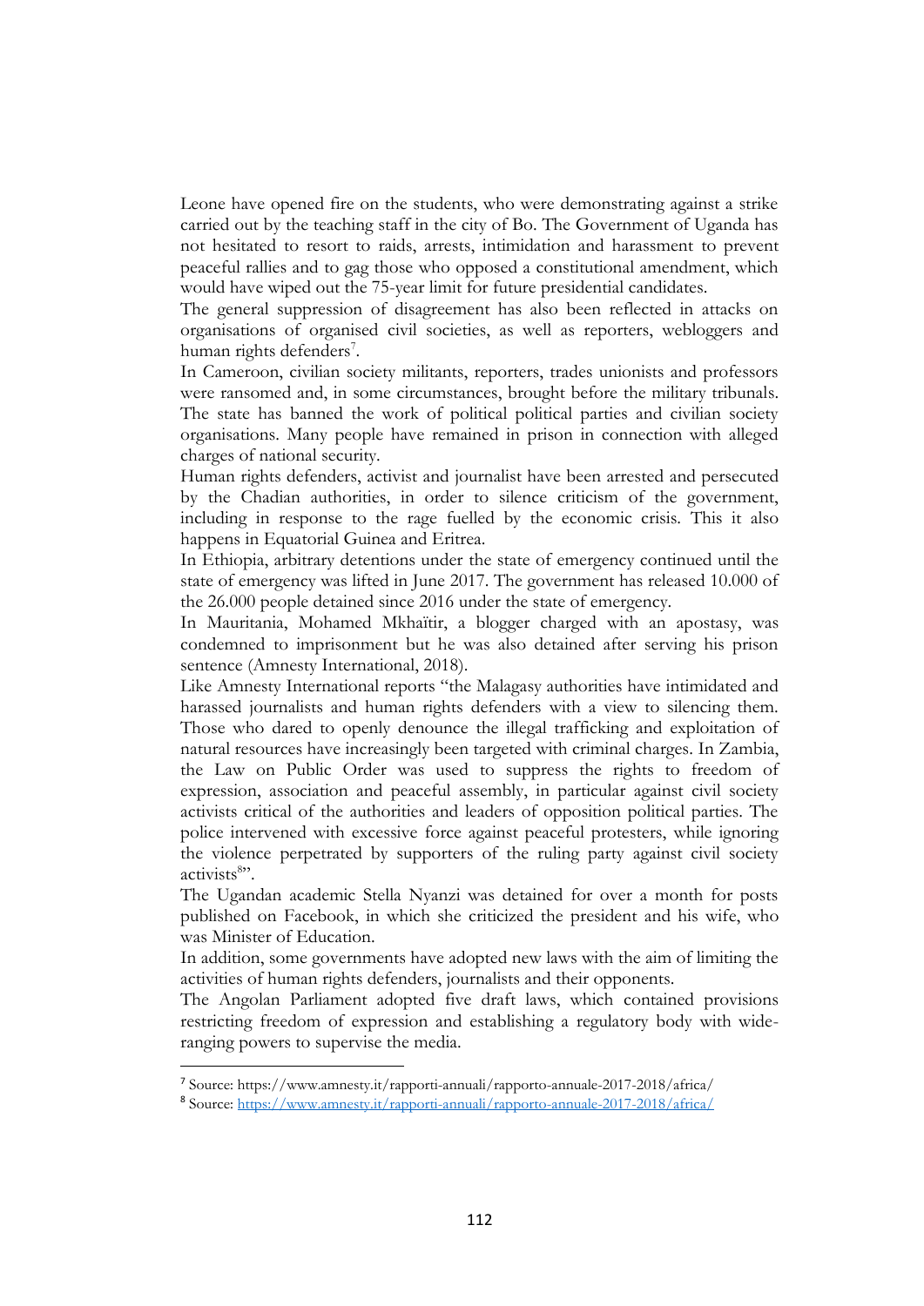Leone have opened fire on the students, who were demonstrating against a strike carried out by the teaching staff in the city of Bo. The Government of Uganda has not hesitated to resort to raids, arrests, intimidation and harassment to prevent peaceful rallies and to gag those who opposed a constitutional amendment, which would have wiped out the 75-year limit for future presidential candidates.

The general suppression of disagreement has also been reflected in attacks on organisations of organised civil societies, as well as reporters, webloggers and human rights defenders[7].

In Cameroon, civilian society militants, reporters, trades unionists and professors were ransomed and, in some circumstances, brought before the military tribunals. The state has banned the work of political political parties and civilian society organisations. Many people have remained in prison in connection with alleged charges of national security.

Human rights defenders, activist and journalist have been arrested and persecuted by the Chadian authorities, in order to silence criticism of the government, including in response to the rage fuelled by the economic crisis. This it also happens in Equatorial Guinea and Eritrea.

In Ethiopia, arbitrary detentions under the state of emergency continued until the state of emergency was lifted in June 2017. The government has released 10.000 of the 26.000 people detained since 2016 under the state of emergency.

In Mauritania, Mohamed Mkhaïtir, a blogger charged with an apostasy, was condemned to imprisonment but he was also detained after serving his prison sentence (Amnesty International, 2018).

Like Amnesty International reports "the Malagasy authorities have intimidated and harassed journalists and human rights defenders with a view to silencing them. Those who dared to openly denounce the illegal trafficking and exploitation of natural resources have increasingly been targeted with criminal charges. In Zambia, the Law on Public Order was used to suppress the rights to freedom of expression, association and peaceful assembly, in particular against civil society activists critical of the authorities and leaders of opposition political parties. The police intervened with excessive force against peaceful protesters, while ignoring the violence perpetrated by supporters of the ruling party against civil society activists[8]".

The Ugandan academic Stella Nyanzi was detained for over a month for posts published on Facebook, in which she criticized the president and his wife, who was Minister of Education.

In addition, some governments have adopted new laws with the aim of limiting the activities of human rights defenders, journalists and their opponents.

The Angolan Parliament adopted five draft laws, which contained provisions restricting freedom of expression and establishing a regulatory body with wide-ranging powers to supervise the media.

---

[7] Source: https://www.amnesty.it/rapporti-annuali/rapporto-annuale-2017-2018/africa/

[8] Source: https://www.amnesty.it/rapporti-annuali/rapporto-annuale-2017-2018/africa/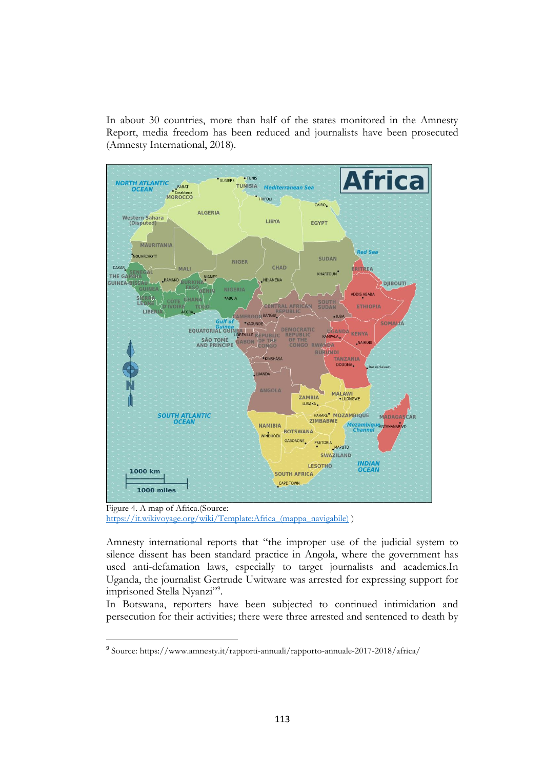In about 30 countries, more than half of the states monitored in the Amnesty Report, media freedom has been reduced and journalists have been prosecuted (Amnesty International, 2018).

Figure 4. A map of Africa.(Source: https://it.wikivoyage.org/wiki/Template:Africa_(mappa_navigabile) )

Amnesty international reports that "the improper use of the judicial system to silence dissent has been standard practice in Angola, where the government has used anti-defamation laws, especially to target journalists and academics.In Uganda, the journalist Gertrude Uwitware was arrested for expressing support for imprisoned Stella Nyanzi"[9].

In Botswana, reporters have been subjected to continued intimidation and persecution for their activities; there were three arrested and sentenced to death by

[9] Source: https://www.amnesty.it/rapporti-annuali/rapporto-annuale-2017-2018/africa/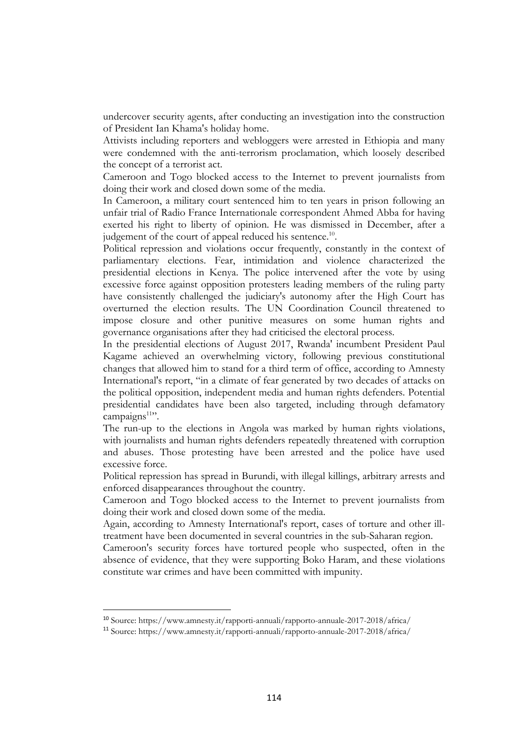undercover security agents, after conducting an investigation into the construction of President Ian Khama's holiday home.

Attivists including reporters and webloggers were arrested in Ethiopia and many were condemned with the anti-terrorism proclamation, which loosely described the concept of a terrorist act.

Cameroon and Togo blocked access to the Internet to prevent journalists from doing their work and closed down some of the media.

In Cameroon, a military court sentenced him to ten years in prison following an unfair trial of Radio France Internationale correspondent Ahmed Abba for having exerted his right to liberty of opinion. He was dismissed in December, after a judgement of the court of appeal reduced his sentence.[10].

Political repression and violations occur frequently, constantly in the context of parliamentary elections. Fear, intimidation and violence characterized the presidential elections in Kenya. The police intervened after the vote by using excessive force against opposition protesters leading members of the ruling party have consistently challenged the judiciary's autonomy after the High Court has overturned the election results. The UN Coordination Council threatened to impose closure and other punitive measures on some human rights and governance organisations after they had criticised the electoral process.

In the presidential elections of August 2017, Rwanda' incumbent President Paul Kagame achieved an overwhelming victory, following previous constitutional changes that allowed him to stand for a third term of office, according to Amnesty International's report, "in a climate of fear generated by two decades of attacks on the political opposition, independent media and human rights defenders. Potential presidential candidates have been also targeted, including through defamatory campaigns[11]".

The run-up to the elections in Angola was marked by human rights violations, with journalists and human rights defenders repeatedly threatened with corruption and abuses. Those protesting have been arrested and the police have used excessive force.

Political repression has spread in Burundi, with illegal killings, arbitrary arrests and enforced disappearances throughout the country.

Cameroon and Togo blocked access to the Internet to prevent journalists from doing their work and closed down some of the media.

Again, according to Amnesty International's report, cases of torture and other ill-treatment have been documented in several countries in the sub-Saharan region.

Cameroon's security forces have tortured people who suspected, often in the absence of evidence, that they were supporting Boko Haram, and these violations constitute war crimes and have been committed with impunity.

---

[10] Source: https://www.amnesty.it/rapporti-annuali/rapporto-annuale-2017-2018/africa/

[11] Source: https://www.amnesty.it/rapporti-annuali/rapporto-annuale-2017-2018/africa/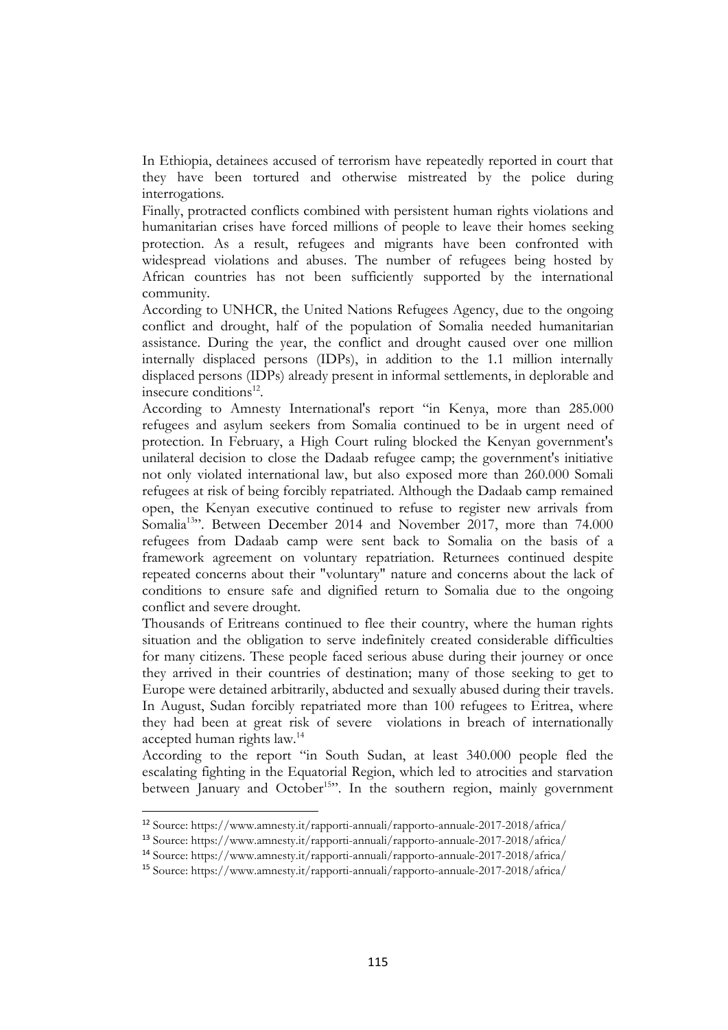In Ethiopia, detainees accused of terrorism have repeatedly reported in court that they have been tortured and otherwise mistreated by the police during interrogations.

Finally, protracted conflicts combined with persistent human rights violations and humanitarian crises have forced millions of people to leave their homes seeking protection. As a result, refugees and migrants have been confronted with widespread violations and abuses. The number of refugees being hosted by African countries has not been sufficiently supported by the international community.

According to UNHCR, the United Nations Refugees Agency, due to the ongoing conflict and drought, half of the population of Somalia needed humanitarian assistance. During the year, the conflict and drought caused over one million internally displaced persons (IDPs), in addition to the 1.1 million internally displaced persons (IDPs) already present in informal settlements, in deplorable and insecure conditions[12].

According to Amnesty International's report "in Kenya, more than 285.000 refugees and asylum seekers from Somalia continued to be in urgent need of protection. In February, a High Court ruling blocked the Kenyan government's unilateral decision to close the Dadaab refugee camp; the government's initiative not only violated international law, but also exposed more than 260.000 Somali refugees at risk of being forcibly repatriated. Although the Dadaab camp remained open, the Kenyan executive continued to refuse to register new arrivals from Somalia[13]". Between December 2014 and November 2017, more than 74.000 refugees from Dadaab camp were sent back to Somalia on the basis of a framework agreement on voluntary repatriation. Returnees continued despite repeated concerns about their "voluntary" nature and concerns about the lack of conditions to ensure safe and dignified return to Somalia due to the ongoing conflict and severe drought.

Thousands of Eritreans continued to flee their country, where the human rights situation and the obligation to serve indefinitely created considerable difficulties for many citizens. These people faced serious abuse during their journey or once they arrived in their countries of destination; many of those seeking to get to Europe were detained arbitrarily, abducted and sexually abused during their travels. In August, Sudan forcibly repatriated more than 100 refugees to Eritrea, where they had been at great risk of severe violations in breach of internationally accepted human rights law.[14]

According to the report "in South Sudan, at least 340.000 people fled the escalating fighting in the Equatorial Region, which led to atrocities and starvation between January and October[15]". In the southern region, mainly government

---

[12] Source: https://www.amnesty.it/rapporti-annuali/rapporto-annuale-2017-2018/africa/

[13] Source: https://www.amnesty.it/rapporti-annuali/rapporto-annuale-2017-2018/africa/

[14] Source: https://www.amnesty.it/rapporti-annuali/rapporto-annuale-2017-2018/africa/

[15] Source: https://www.amnesty.it/rapporti-annuali/rapporto-annuale-2017-2018/africa/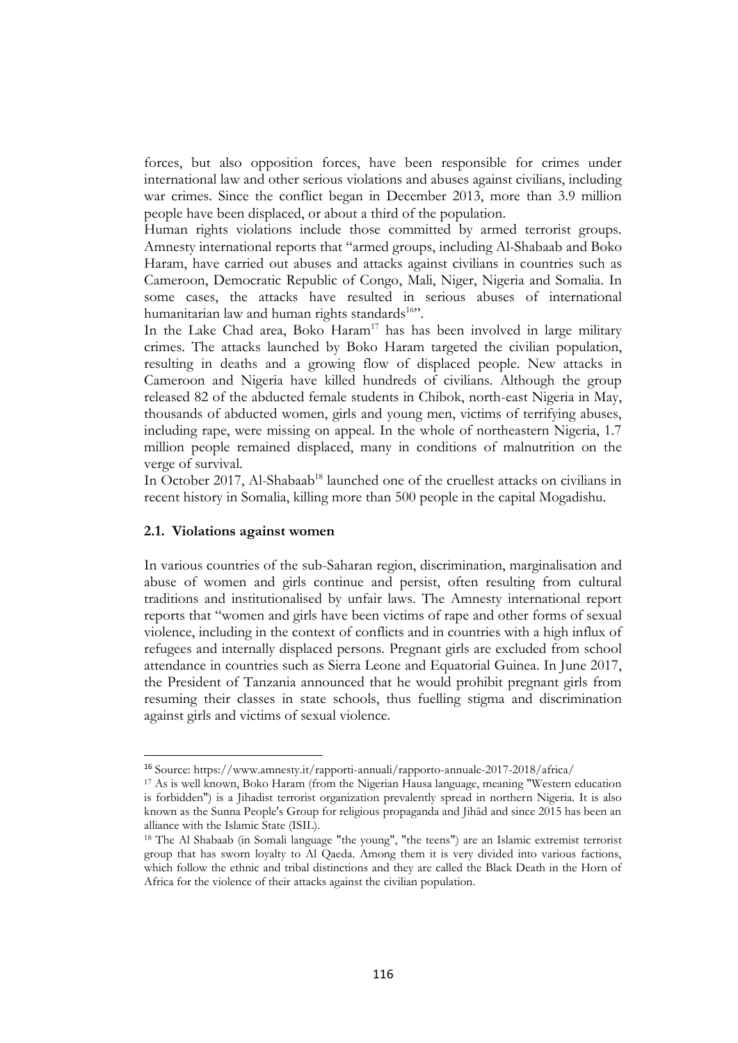forces, but also opposition forces, have been responsible for crimes under international law and other serious violations and abuses against civilians, including war crimes. Since the conflict began in December 2013, more than 3.9 million people have been displaced, or about a third of the population.

Human rights violations include those committed by armed terrorist groups. Amnesty international reports that "armed groups, including Al-Shabaab and Boko Haram, have carried out abuses and attacks against civilians in countries such as Cameroon, Democratic Republic of Congo, Mali, Niger, Nigeria and Somalia. In some cases, the attacks have resulted in serious abuses of international humanitarian law and human rights standards[16]".

In the Lake Chad area, Boko Haram[17] has has been involved in large military crimes. The attacks launched by Boko Haram targeted the civilian population, resulting in deaths and a growing flow of displaced people. New attacks in Cameroon and Nigeria have killed hundreds of civilians. Although the group released 82 of the abducted female students in Chibok, north-east Nigeria in May, thousands of abducted women, girls and young men, victims of terrifying abuses, including rape, were missing on appeal. In the whole of northeastern Nigeria, 1.7 million people remained displaced, many in conditions of malnutrition on the verge of survival.

In October 2017, Al-Shabaab[18] launched one of the cruellest attacks on civilians in recent history in Somalia, killing more than 500 people in the capital Mogadishu.

### 2.1. Violations against women

In various countries of the sub-Saharan region, discrimination, marginalisation and abuse of women and girls continue and persist, often resulting from cultural traditions and institutionalised by unfair laws. The Amnesty international report reports that "women and girls have been victims of rape and other forms of sexual violence, including in the context of conflicts and in countries with a high influx of refugees and internally displaced persons. Pregnant girls are excluded from school attendance in countries such as Sierra Leone and Equatorial Guinea. In June 2017, the President of Tanzania announced that he would prohibit pregnant girls from resuming their classes in state schools, thus fuelling stigma and discrimination against girls and victims of sexual violence.

---

[16] Source: https://www.amnesty.it/rapporti-annuali/rapporto-annuale-2017-2018/africa/

[17] As is well known, Boko Haram (from the Nigerian Hausa language, meaning "Western education is forbidden") is a Jihadist terrorist organization prevalently spread in northern Nigeria. It is also known as the Sunna People's Group for religious propaganda and Jihād and since 2015 has been an alliance with the Islamic State (ISIL).

[18] The Al Shabaab (in Somali language "the young", "the teens") are an Islamic extremist terrorist group that has sworn loyalty to Al Qaeda. Among them it is very divided into various factions, which follow the ethnic and tribal distinctions and they are called the Black Death in the Horn of Africa for the violence of their attacks against the civilian population.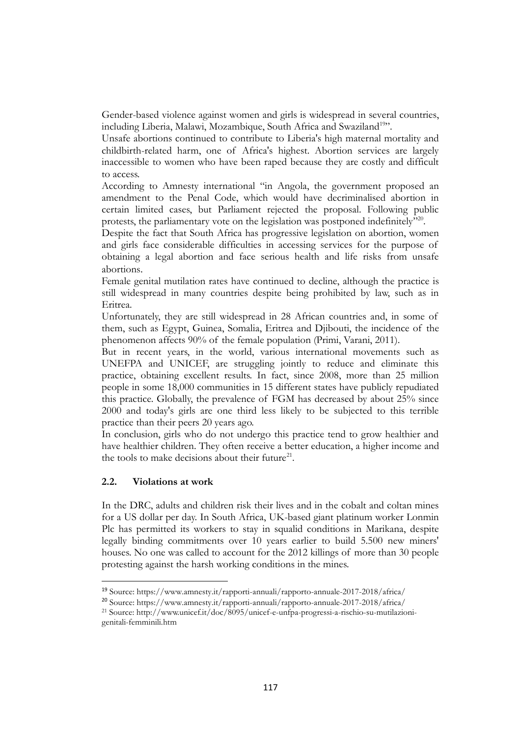Gender-based violence against women and girls is widespread in several countries, including Liberia, Malawi, Mozambique, South Africa and Swaziland[19]".

Unsafe abortions continued to contribute to Liberia's high maternal mortality and childbirth-related harm, one of Africa's highest. Abortion services are largely inaccessible to women who have been raped because they are costly and difficult to access.

According to Amnesty international "in Angola, the government proposed an amendment to the Penal Code, which would have decriminalised abortion in certain limited cases, but Parliament rejected the proposal. Following public protests, the parliamentary vote on the legislation was postponed indefinitely"[20].

Despite the fact that South Africa has progressive legislation on abortion, women and girls face considerable difficulties in accessing services for the purpose of obtaining a legal abortion and face serious health and life risks from unsafe abortions.

Female genital mutilation rates have continued to decline, although the practice is still widespread in many countries despite being prohibited by law, such as in Eritrea.

Unfortunately, they are still widespread in 28 African countries and, in some of them, such as Egypt, Guinea, Somalia, Eritrea and Djibouti, the incidence of the phenomenon affects 90% of the female population (Primi, Varani, 2011).

But in recent years, in the world, various international movements such as UNEFPA and UNICEF, are struggling jointly to reduce and eliminate this practice, obtaining excellent results. In fact, since 2008, more than 25 million people in some 18,000 communities in 15 different states have publicly repudiated this practice. Globally, the prevalence of FGM has decreased by about 25% since 2000 and today's girls are one third less likely to be subjected to this terrible practice than their peers 20 years ago.

In conclusion, girls who do not undergo this practice tend to grow healthier and have healthier children. They often receive a better education, a higher income and the tools to make decisions about their future[21].

### 2.2. Violations at work

In the DRC, adults and children risk their lives and in the cobalt and coltan mines for a US dollar per day. In South Africa, UK-based giant platinum worker Lonmin Plc has permitted its workers to stay in squalid conditions in Marikana, despite legally binding commitments over 10 years earlier to build 5.500 new miners' houses. No one was called to account for the 2012 killings of more than 30 people protesting against the harsh working conditions in the mines.

---

[19] Source: https://www.amnesty.it/rapporti-annuali/rapporto-annuale-2017-2018/africa/

[20] Source: https://www.amnesty.it/rapporti-annuali/rapporto-annuale-2017-2018/africa/

[21] Source: http://www.unicef.it/doc/8095/unicef-e-unfpa-progressi-a-rischio-su-mutilazioni-genitali-femminili.htm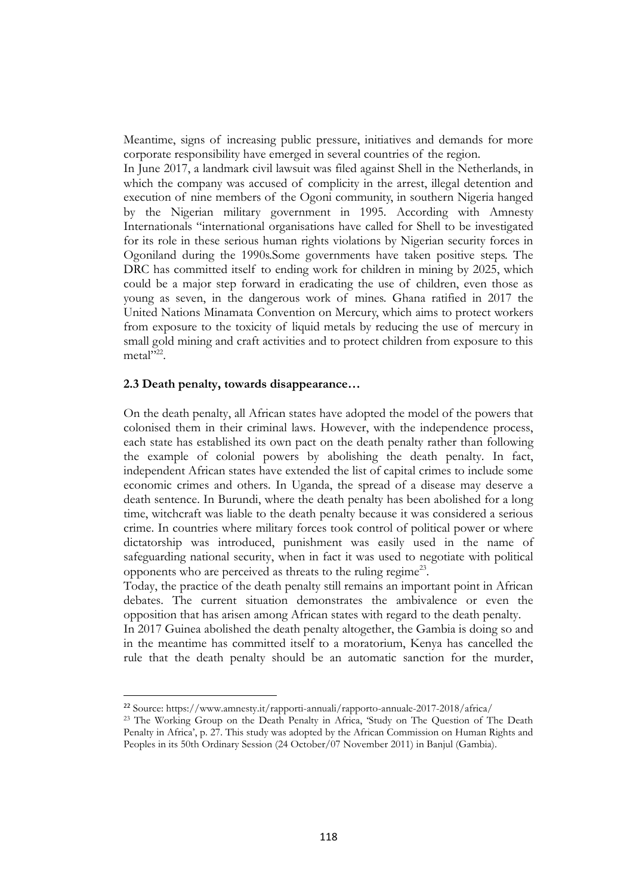Meantime, signs of increasing public pressure, initiatives and demands for more corporate responsibility have emerged in several countries of the region.

In June 2017, a landmark civil lawsuit was filed against Shell in the Netherlands, in which the company was accused of complicity in the arrest, illegal detention and execution of nine members of the Ogoni community, in southern Nigeria hanged by the Nigerian military government in 1995. According with Amnesty Internationals "international organisations have called for Shell to be investigated for its role in these serious human rights violations by Nigerian security forces in Ogoniland during the 1990s.Some governments have taken positive steps. The DRC has committed itself to ending work for children in mining by 2025, which could be a major step forward in eradicating the use of children, even those as young as seven, in the dangerous work of mines. Ghana ratified in 2017 the United Nations Minamata Convention on Mercury, which aims to protect workers from exposure to the toxicity of liquid metals by reducing the use of mercury in small gold mining and craft activities and to protect children from exposure to this metal"[22].

### 2.3 Death penalty, towards disappearance…

On the death penalty, all African states have adopted the model of the powers that colonised them in their criminal laws. However, with the independence process, each state has established its own pact on the death penalty rather than following the example of colonial powers by abolishing the death penalty. In fact, independent African states have extended the list of capital crimes to include some economic crimes and others. In Uganda, the spread of a disease may deserve a death sentence. In Burundi, where the death penalty has been abolished for a long time, witchcraft was liable to the death penalty because it was considered a serious crime. In countries where military forces took control of political power or where dictatorship was introduced, punishment was easily used in the name of safeguarding national security, when in fact it was used to negotiate with political opponents who are perceived as threats to the ruling regime[23].

Today, the practice of the death penalty still remains an important point in African debates. The current situation demonstrates the ambivalence or even the opposition that has arisen among African states with regard to the death penalty.

In 2017 Guinea abolished the death penalty altogether, the Gambia is doing so and in the meantime has committed itself to a moratorium, Kenya has cancelled the rule that the death penalty should be an automatic sanction for the murder,

---

[22] Source: https://www.amnesty.it/rapporti-annuali/rapporto-annuale-2017-2018/africa/

[23] The Working Group on the Death Penalty in Africa, 'Study on The Question of The Death Penalty in Africa', p. 27. This study was adopted by the African Commission on Human Rights and Peoples in its 50th Ordinary Session (24 October/07 November 2011) in Banjul (Gambia).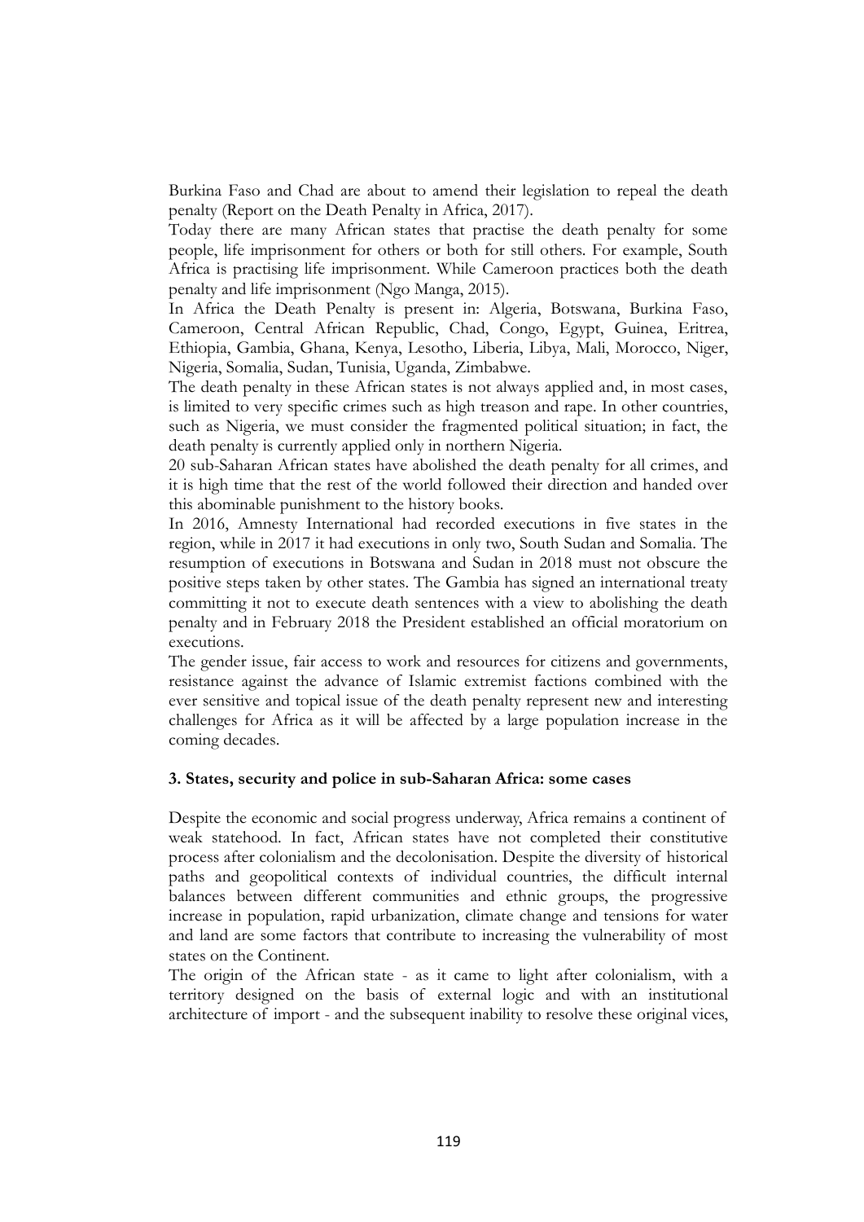Burkina Faso and Chad are about to amend their legislation to repeal the death penalty (Report on the Death Penalty in Africa, 2017).

Today there are many African states that practise the death penalty for some people, life imprisonment for others or both for still others. For example, South Africa is practising life imprisonment. While Cameroon practices both the death penalty and life imprisonment (Ngo Manga, 2015).

In Africa the Death Penalty is present in: Algeria, Botswana, Burkina Faso, Cameroon, Central African Republic, Chad, Congo, Egypt, Guinea, Eritrea, Ethiopia, Gambia, Ghana, Kenya, Lesotho, Liberia, Libya, Mali, Morocco, Niger, Nigeria, Somalia, Sudan, Tunisia, Uganda, Zimbabwe.

The death penalty in these African states is not always applied and, in most cases, is limited to very specific crimes such as high treason and rape. In other countries, such as Nigeria, we must consider the fragmented political situation; in fact, the death penalty is currently applied only in northern Nigeria.

20 sub-Saharan African states have abolished the death penalty for all crimes, and it is high time that the rest of the world followed their direction and handed over this abominable punishment to the history books.

In 2016, Amnesty International had recorded executions in five states in the region, while in 2017 it had executions in only two, South Sudan and Somalia. The resumption of executions in Botswana and Sudan in 2018 must not obscure the positive steps taken by other states. The Gambia has signed an international treaty committing it not to execute death sentences with a view to abolishing the death penalty and in February 2018 the President established an official moratorium on executions.

The gender issue, fair access to work and resources for citizens and governments, resistance against the advance of Islamic extremist factions combined with the ever sensitive and topical issue of the death penalty represent new and interesting challenges for Africa as it will be affected by a large population increase in the coming decades.

### 3. States, security and police in sub-Saharan Africa: some cases

Despite the economic and social progress underway, Africa remains a continent of weak statehood. In fact, African states have not completed their constitutive process after colonialism and the decolonisation. Despite the diversity of historical paths and geopolitical contexts of individual countries, the difficult internal balances between different communities and ethnic groups, the progressive increase in population, rapid urbanization, climate change and tensions for water and land are some factors that contribute to increasing the vulnerability of most states on the Continent.

The origin of the African state - as it came to light after colonialism, with a territory designed on the basis of external logic and with an institutional architecture of import - and the subsequent inability to resolve these original vices,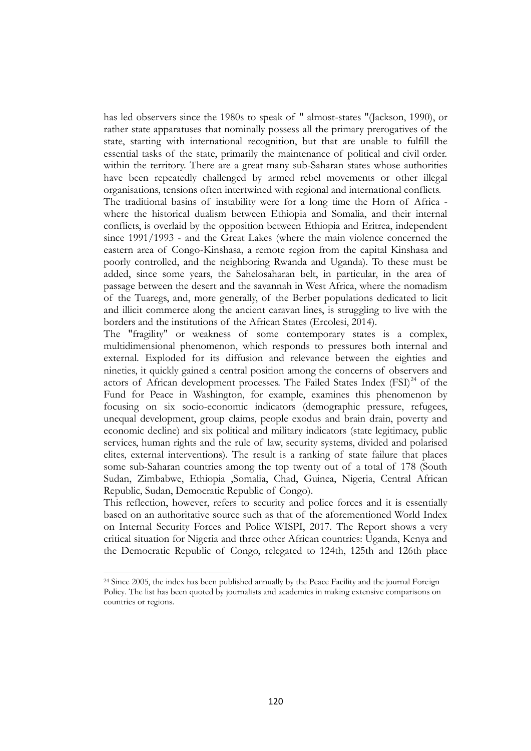has led observers since the 1980s to speak of " almost-states "(Jackson, 1990), or rather state apparatuses that nominally possess all the primary prerogatives of the state, starting with international recognition, but that are unable to fulfill the essential tasks of the state, primarily the maintenance of political and civil order. within the territory. There are a great many sub-Saharan states whose authorities have been repeatedly challenged by armed rebel movements or other illegal organisations, tensions often intertwined with regional and international conflicts.

The traditional basins of instability were for a long time the Horn of Africa - where the historical dualism between Ethiopia and Somalia, and their internal conflicts, is overlaid by the opposition between Ethiopia and Eritrea, independent since 1991/1993 - and the Great Lakes (where the main violence concerned the eastern area of Congo-Kinshasa, a remote region from the capital Kinshasa and poorly controlled, and the neighboring Rwanda and Uganda). To these must be added, since some years, the Sahelosaharan belt, in particular, in the area of passage between the desert and the savannah in West Africa, where the nomadism of the Tuaregs, and, more generally, of the Berber populations dedicated to licit and illicit commerce along the ancient caravan lines, is struggling to live with the borders and the institutions of the African States (Ercolesi, 2014).

The "fragility" or weakness of some contemporary states is a complex, multidimensional phenomenon, which responds to pressures both internal and external. Exploded for its diffusion and relevance between the eighties and nineties, it quickly gained a central position among the concerns of observers and actors of African development processes. The Failed States Index (FSI)[24] of the Fund for Peace in Washington, for example, examines this phenomenon by focusing on six socio-economic indicators (demographic pressure, refugees, unequal development, group claims, people exodus and brain drain, poverty and economic decline) and six political and military indicators (state legitimacy, public services, human rights and the rule of law, security systems, divided and polarised elites, external interventions). The result is a ranking of state failure that places some sub-Saharan countries among the top twenty out of a total of 178 (South Sudan, Zimbabwe, Ethiopia ,Somalia, Chad, Guinea, Nigeria, Central African Republic, Sudan, Democratic Republic of Congo).

This reflection, however, refers to security and police forces and it is essentially based on an authoritative source such as that of the aforementioned World Index on Internal Security Forces and Police WISPI, 2017. The Report shows a very critical situation for Nigeria and three other African countries: Uganda, Kenya and the Democratic Republic of Congo, relegated to 124th, 125th and 126th place

---

[24] Since 2005, the index has been published annually by the Peace Facility and the journal Foreign Policy. The list has been quoted by journalists and academics in making extensive comparisons on countries or regions.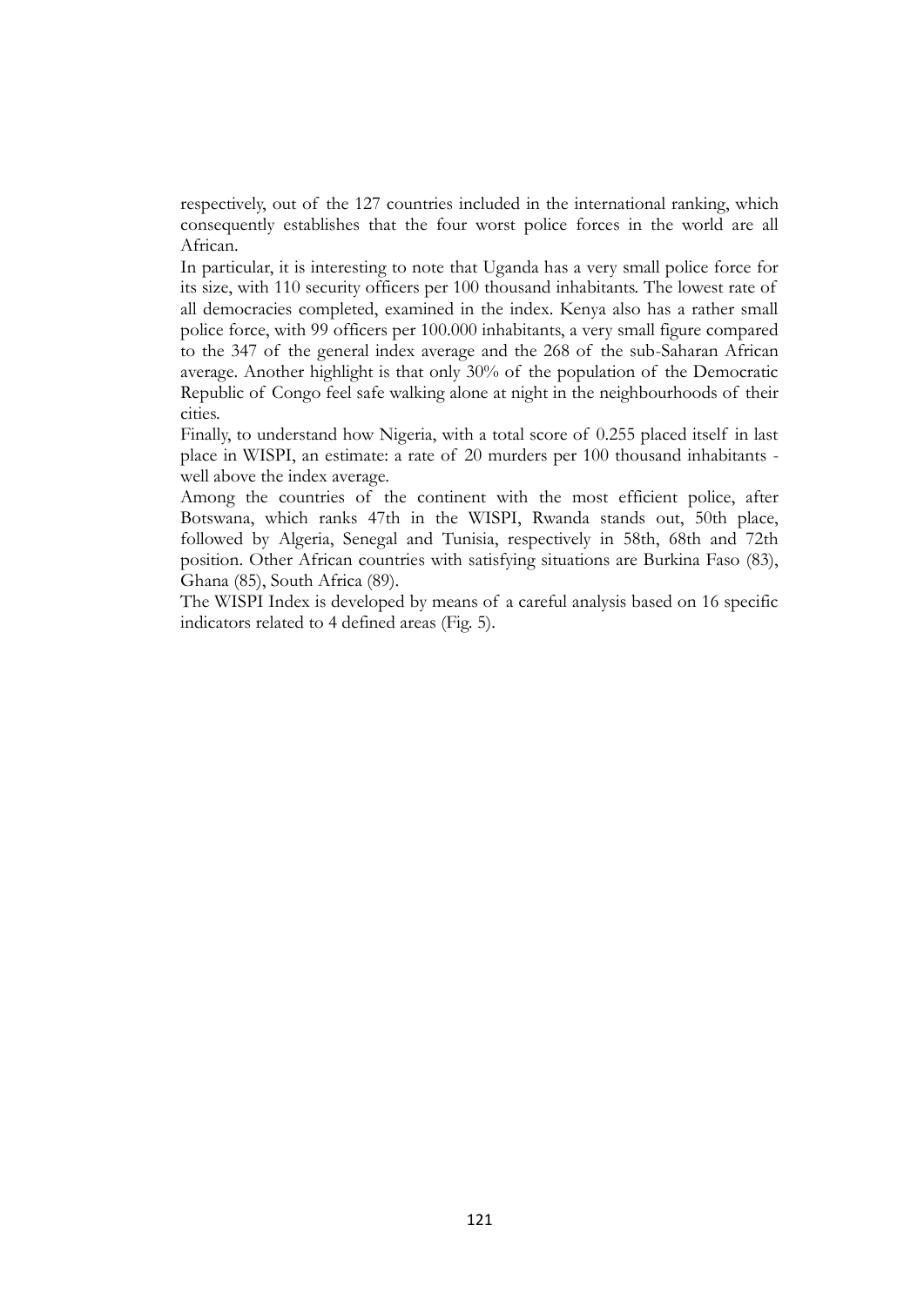respectively, out of the 127 countries included in the international ranking, which consequently establishes that the four worst police forces in the world are all African.

In particular, it is interesting to note that Uganda has a very small police force for its size, with 110 security officers per 100 thousand inhabitants. The lowest rate of all democracies completed, examined in the index. Kenya also has a rather small police force, with 99 officers per 100.000 inhabitants, a very small figure compared to the 347 of the general index average and the 268 of the sub-Saharan African average. Another highlight is that only 30% of the population of the Democratic Republic of Congo feel safe walking alone at night in the neighbourhoods of their cities.

Finally, to understand how Nigeria, with a total score of 0.255 placed itself in last place in WISPI, an estimate: a rate of 20 murders per 100 thousand inhabitants - well above the index average.

Among the countries of the continent with the most efficient police, after Botswana, which ranks 47th in the WISPI, Rwanda stands out, 50th place, followed by Algeria, Senegal and Tunisia, respectively in 58th, 68th and 72th position. Other African countries with satisfying situations are Burkina Faso (83), Ghana (85), South Africa (89).

The WISPI Index is developed by means of a careful analysis based on 16 specific indicators related to 4 defined areas (Fig. 5).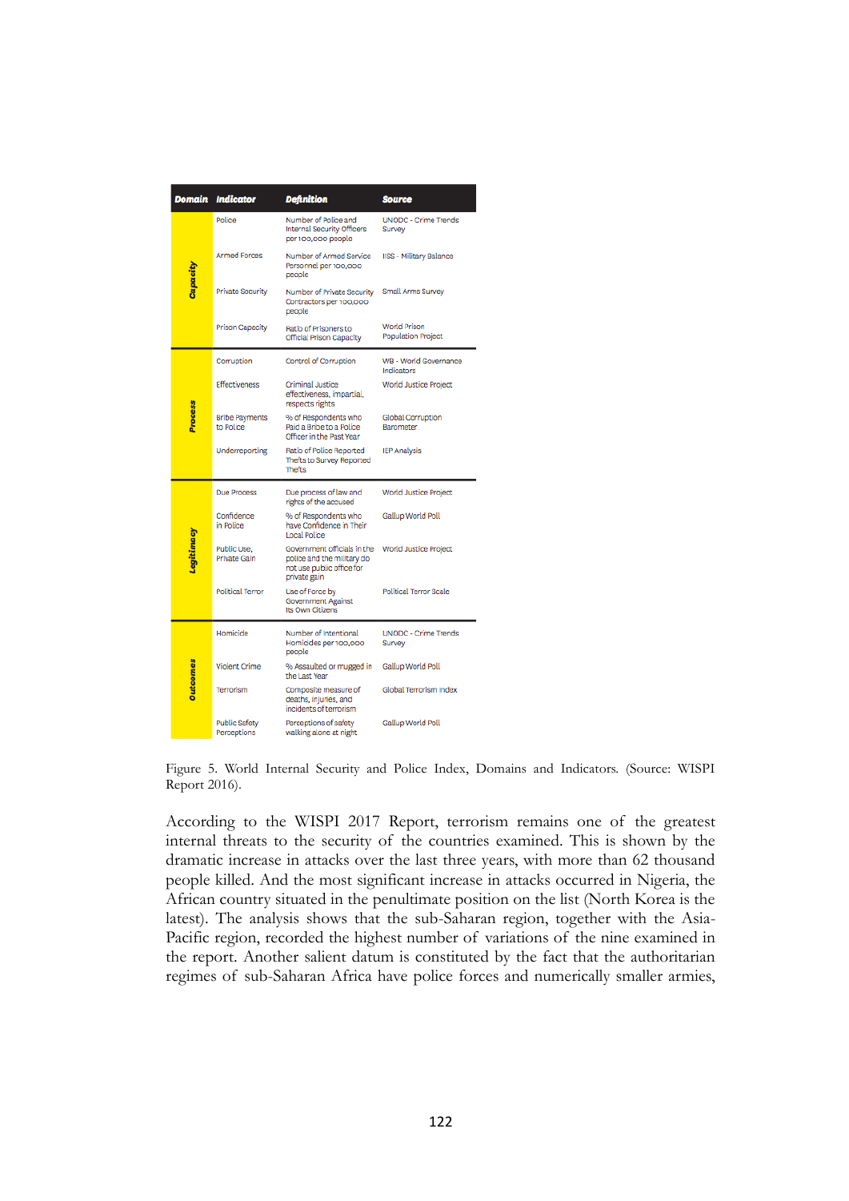| Domain | Indicator | Definition | Source |
|---|---|---|---|
| Capacity | Police | Number of Police and Internal Security Officers per 100,000 people | UNODC - Crime Trends Survey |
| | Armed Forces | Number of Armed Service Personnel per 100,000 people | IISS - Military Balance |
| | Private Security | Number of Private Security Contractors per 100,000 people | Small Arms Survey |
| | Prison Capacity | Ratio of Prisoners to Official Prison Capacity | World Prison Population Project |
| Process | Corruption | Control of Corruption | WB - World Governance Indicators |
| | Effectiveness | Criminal Justice effectiveness, impartial, respects rights | World Justice Project |
| | Bribe Payments to Police | % of Respondents who Paid a Bribe to a Police Officer in the Past Year | Global Corruption Barometer |
| | Underreporting | Ratio of Police Reported Thefts to Survey Reported Thefts | IEP Analysis |
| Legitimacy | Due Process | Due process of law and rights of the accused | World Justice Project |
| | Confidence in Police | % of Respondents who have Confidence in Their Local Police | Gallup World Poll |
| | Public Use, Private Gain | Government officials in the police and the military do not use public office for private gain | World Justice Project |
| | Political Terror | Use of Force by Government Against Its Own Citizens | Political Terror Scale |
| Outcomes | Homicide | Number of Intentional Homicides per 100,000 people | UNODC - Crime Trends Survey |
| | Violent Crime | % Assaulted or mugged in the Last Year | Gallup World Poll |
| | Terrorism | Composite measure of deaths, injuries, and incidents of terrorism | Global Terrorism Index |
| | Public Safety Perceptions | Perceptions of safety walking alone at night | Gallup World Poll |

Figure 5. World Internal Security and Police Index, Domains and Indicators. (Source: WISPI Report 2016).

According to the WISPI 2017 Report, terrorism remains one of the greatest internal threats to the security of the countries examined. This is shown by the dramatic increase in attacks over the last three years, with more than 62 thousand people killed. And the most significant increase in attacks occurred in Nigeria, the African country situated in the penultimate position on the list (North Korea is the latest). The analysis shows that the sub-Saharan region, together with the Asia-Pacific region, recorded the highest number of variations of the nine examined in the report. Another salient datum is constituted by the fact that the authoritarian regimes of sub-Saharan Africa have police forces and numerically smaller armies,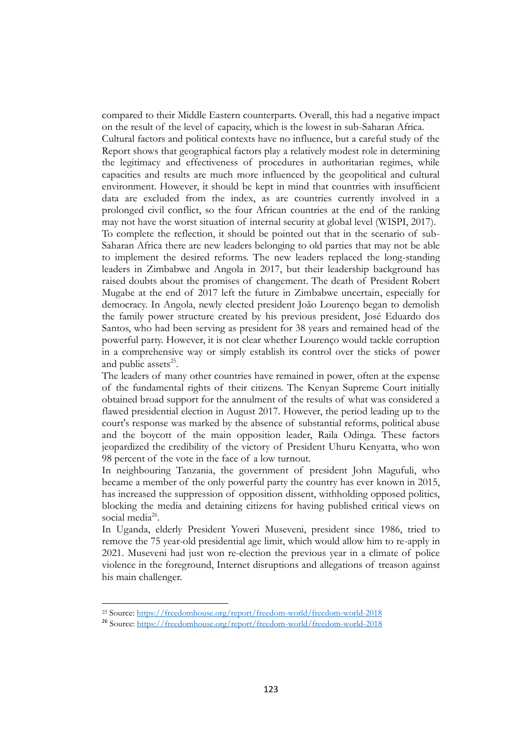compared to their Middle Eastern counterparts. Overall, this had a negative impact on the result of the level of capacity, which is the lowest in sub-Saharan Africa.

Cultural factors and political contexts have no influence, but a careful study of the Report shows that geographical factors play a relatively modest role in determining the legitimacy and effectiveness of procedures in authoritarian regimes, while capacities and results are much more influenced by the geopolitical and cultural environment. However, it should be kept in mind that countries with insufficient data are excluded from the index, as are countries currently involved in a prolonged civil conflict, so the four African countries at the end of the ranking may not have the worst situation of internal security at global level (WISPI, 2017).

To complete the reflection, it should be pointed out that in the scenario of sub-Saharan Africa there are new leaders belonging to old parties that may not be able to implement the desired reforms. The new leaders replaced the long-standing leaders in Zimbabwe and Angola in 2017, but their leadership background has raised doubts about the promises of changement. The death of President Robert Mugabe at the end of 2017 left the future in Zimbabwe uncertain, especially for democracy. In Angola, newly elected president João Lourenço began to demolish the family power structure created by his previous president, José Eduardo dos Santos, who had been serving as president for 38 years and remained head of the powerful party. However, it is not clear whether Lourenço would tackle corruption in a comprehensive way or simply establish its control over the sticks of power and public assets[25].

The leaders of many other countries have remained in power, often at the expense of the fundamental rights of their citizens. The Kenyan Supreme Court initially obtained broad support for the annulment of the results of what was considered a flawed presidential election in August 2017. However, the period leading up to the court's response was marked by the absence of substantial reforms, political abuse and the boycott of the main opposition leader, Raila Odinga. These factors jeopardized the credibility of the victory of President Uhuru Kenyatta, who won 98 percent of the vote in the face of a low turnout.

In neighbouring Tanzania, the government of president John Magufuli, who became a member of the only powerful party the country has ever known in 2015, has increased the suppression of opposition dissent, withholding opposed politics, blocking the media and detaining citizens for having published critical views on social media[26].

In Uganda, elderly President Yoweri Museveni, president since 1986, tried to remove the 75 year-old presidential age limit, which would allow him to re-apply in 2021. Museveni had just won re-election the previous year in a climate of police violence in the foreground, Internet disruptions and allegations of treason against his main challenger.

[25] Source: https://freedomhouse.org/report/freedom-world/freedom-world-2018

[26] Source: https://freedomhouse.org/report/freedom-world/freedom-world-2018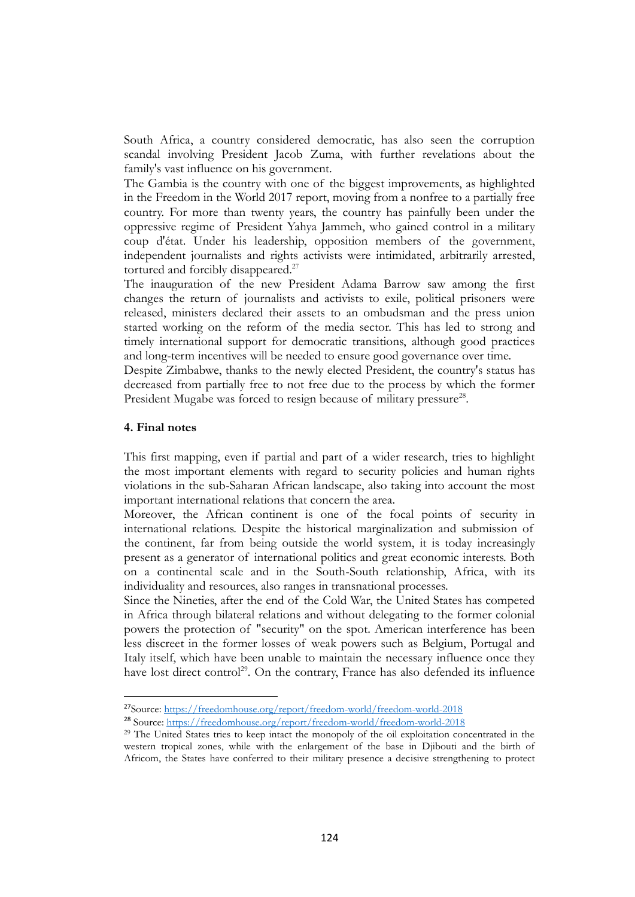South Africa, a country considered democratic, has also seen the corruption scandal involving President Jacob Zuma, with further revelations about the family's vast influence on his government.

The Gambia is the country with one of the biggest improvements, as highlighted in the Freedom in the World 2017 report, moving from a nonfree to a partially free country. For more than twenty years, the country has painfully been under the oppressive regime of President Yahya Jammeh, who gained control in a military coup d'état. Under his leadership, opposition members of the government, independent journalists and rights activists were intimidated, arbitrarily arrested, tortured and forcibly disappeared.[27]

The inauguration of the new President Adama Barrow saw among the first changes the return of journalists and activists to exile, political prisoners were released, ministers declared their assets to an ombudsman and the press union started working on the reform of the media sector. This has led to strong and timely international support for democratic transitions, although good practices and long-term incentives will be needed to ensure good governance over time.

Despite Zimbabwe, thanks to the newly elected President, the country's status has decreased from partially free to not free due to the process by which the former President Mugabe was forced to resign because of military pressure[28].

#### 4. Final notes

This first mapping, even if partial and part of a wider research, tries to highlight the most important elements with regard to security policies and human rights violations in the sub-Saharan African landscape, also taking into account the most important international relations that concern the area.

Moreover, the African continent is one of the focal points of security in international relations. Despite the historical marginalization and submission of the continent, far from being outside the world system, it is today increasingly present as a generator of international politics and great economic interests. Both on a continental scale and in the South-South relationship, Africa, with its individuality and resources, also ranges in transnational processes.

Since the Nineties, after the end of the Cold War, the United States has competed in Africa through bilateral relations and without delegating to the former colonial powers the protection of "security" on the spot. American interference has been less discreet in the former losses of weak powers such as Belgium, Portugal and Italy itself, which have been unable to maintain the necessary influence once they have lost direct control[29]. On the contrary, France has also defended its influence

---

[27] Source: https://freedomhouse.org/report/freedom-world/freedom-world-2018

[28] Source: https://freedomhouse.org/report/freedom-world/freedom-world-2018

[29] The United States tries to keep intact the monopoly of the oil exploitation concentrated in the western tropical zones, while with the enlargement of the base in Djibouti and the birth of Africom, the States have conferred to their military presence a decisive strengthening to protect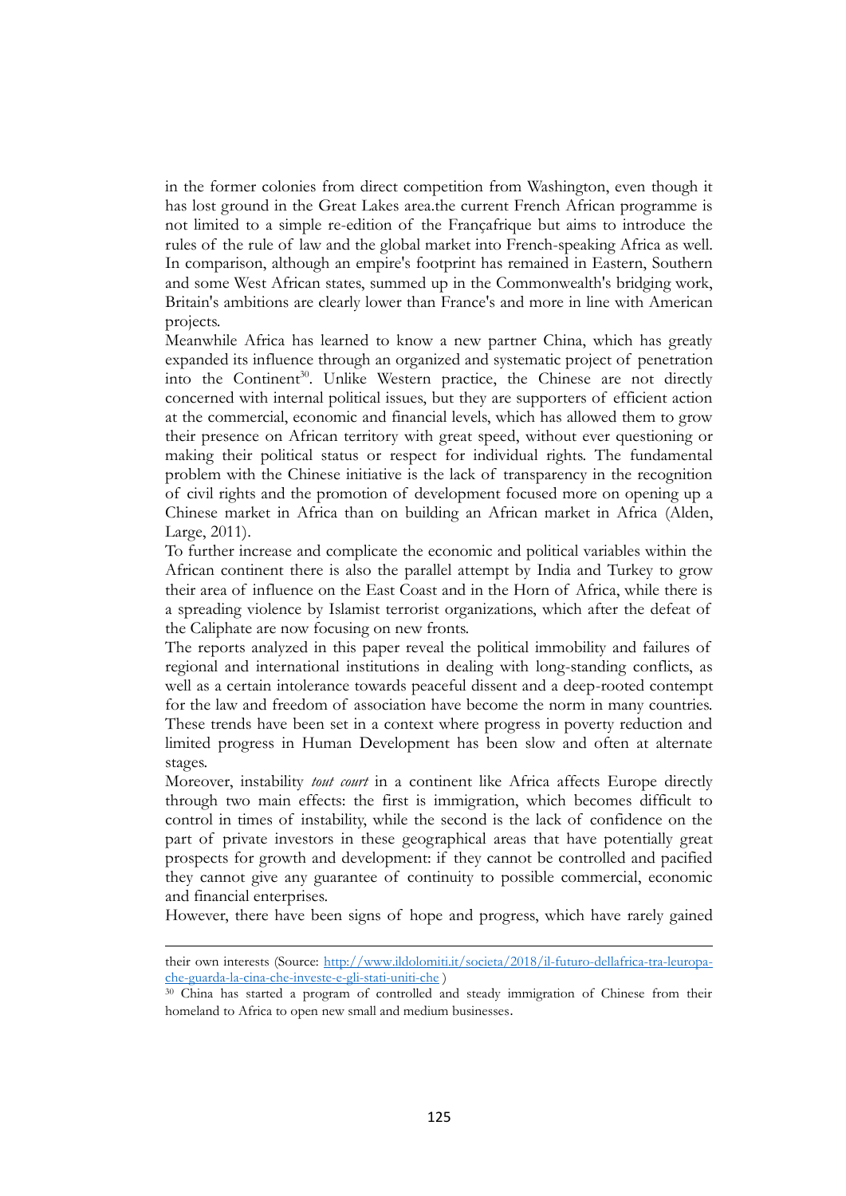in the former colonies from direct competition from Washington, even though it has lost ground in the Great Lakes area.the current French African programme is not limited to a simple re-edition of the Françafrique but aims to introduce the rules of the rule of law and the global market into French-speaking Africa as well. In comparison, although an empire's footprint has remained in Eastern, Southern and some West African states, summed up in the Commonwealth's bridging work, Britain's ambitions are clearly lower than France's and more in line with American projects.

Meanwhile Africa has learned to know a new partner China, which has greatly expanded its influence through an organized and systematic project of penetration into the Continent[30]. Unlike Western practice, the Chinese are not directly concerned with internal political issues, but they are supporters of efficient action at the commercial, economic and financial levels, which has allowed them to grow their presence on African territory with great speed, without ever questioning or making their political status or respect for individual rights. The fundamental problem with the Chinese initiative is the lack of transparency in the recognition of civil rights and the promotion of development focused more on opening up a Chinese market in Africa than on building an African market in Africa (Alden, Large, 2011).

To further increase and complicate the economic and political variables within the African continent there is also the parallel attempt by India and Turkey to grow their area of influence on the East Coast and in the Horn of Africa, while there is a spreading violence by Islamist terrorist organizations, which after the defeat of the Caliphate are now focusing on new fronts.

The reports analyzed in this paper reveal the political immobility and failures of regional and international institutions in dealing with long-standing conflicts, as well as a certain intolerance towards peaceful dissent and a deep-rooted contempt for the law and freedom of association have become the norm in many countries. These trends have been set in a context where progress in poverty reduction and limited progress in Human Development has been slow and often at alternate stages.

Moreover, instability *tout court* in a continent like Africa affects Europe directly through two main effects: the first is immigration, which becomes difficult to control in times of instability, while the second is the lack of confidence on the part of private investors in these geographical areas that have potentially great prospects for growth and development: if they cannot be controlled and pacified they cannot give any guarantee of continuity to possible commercial, economic and financial enterprises.

However, there have been signs of hope and progress, which have rarely gained

---

their own interests (Source: http://www.ildolomiti.it/societa/2018/il-futuro-dellafrica-tra-leuropa-che-guarda-la-cina-che-investe-e-gli-stati-uniti-che )

[30] China has started a program of controlled and steady immigration of Chinese from their homeland to Africa to open new small and medium businesses.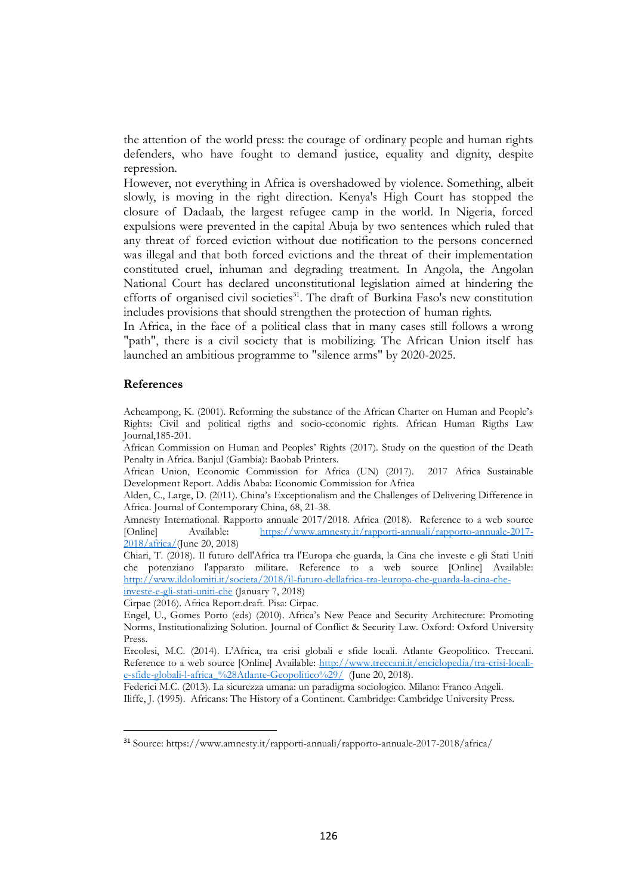the attention of the world press: the courage of ordinary people and human rights defenders, who have fought to demand justice, equality and dignity, despite repression.

However, not everything in Africa is overshadowed by violence. Something, albeit slowly, is moving in the right direction. Kenya's High Court has stopped the closure of Dadaab, the largest refugee camp in the world. In Nigeria, forced expulsions were prevented in the capital Abuja by two sentences which ruled that any threat of forced eviction without due notification to the persons concerned was illegal and that both forced evictions and the threat of their implementation constituted cruel, inhuman and degrading treatment. In Angola, the Angolan National Court has declared unconstitutional legislation aimed at hindering the efforts of organised civil societies[31]. The draft of Burkina Faso's new constitution includes provisions that should strengthen the protection of human rights.

In Africa, in the face of a political class that in many cases still follows a wrong "path", there is a civil society that is mobilizing. The African Union itself has launched an ambitious programme to "silence arms" by 2020-2025.

## References

Acheampong, K. (2001). Reforming the substance of the African Charter on Human and People's Rights: Civil and political rigths and socio-economic rights. African Human Rigths Law Journal,185-201.

African Commission on Human and Peoples' Rights (2017). Study on the question of the Death Penalty in Africa. Banjul (Gambia): Baobab Printers.

African Union, Economic Commission for Africa (UN) (2017). 2017 Africa Sustainable Development Report. Addis Ababa: Economic Commission for Africa

Alden, C., Large, D. (2011). China's Exceptionalism and the Challenges of Delivering Difference in Africa. Journal of Contemporary China, 68, 21-38.

Amnesty International. Rapporto annuale 2017/2018. Africa (2018). Reference to a web source [Online] Available: https://www.amnesty.it/rapporti-annuali/rapporto-annuale-2017-2018/africa/(June 20, 2018)

Chiari, T. (2018). Il futuro dell'Africa tra l'Europa che guarda, la Cina che investe e gli Stati Uniti che potenziano l'apparato militare. Reference to a web source [Online] Available: http://www.ildolomiti.it/societa/2018/il-futuro-dellafrica-tra-leuropa-che-guarda-la-cina-che-investe-e-gli-stati-uniti-che (January 7, 2018)

Cirpac (2016). Africa Report.draft. Pisa: Cirpac.

Engel, U., Gomes Porto (eds) (2010). Africa's New Peace and Security Architecture: Promoting Norms, Institutionalizing Solution. Journal of Conflict & Security Law. Oxford: Oxford University Press.

Ercolesi, M.C. (2014). L'Africa, tra crisi globali e sfide locali. Atlante Geopolitico. Treccani. Reference to a web source [Online] Available: http://www.treccani.it/enciclopedia/tra-crisi-locali-e-sfide-globali-l-africa_%28Atlante-Geopolitico%29/ (June 20, 2018).

Federici M.C. (2013). La sicurezza umana: un paradigma sociologico. Milano: Franco Angeli.

Iliffe, J. (1995). Africans: The History of a Continent. Cambridge: Cambridge University Press.

---

[31] Source: https://www.amnesty.it/rapporti-annuali/rapporto-annuale-2017-2018/africa/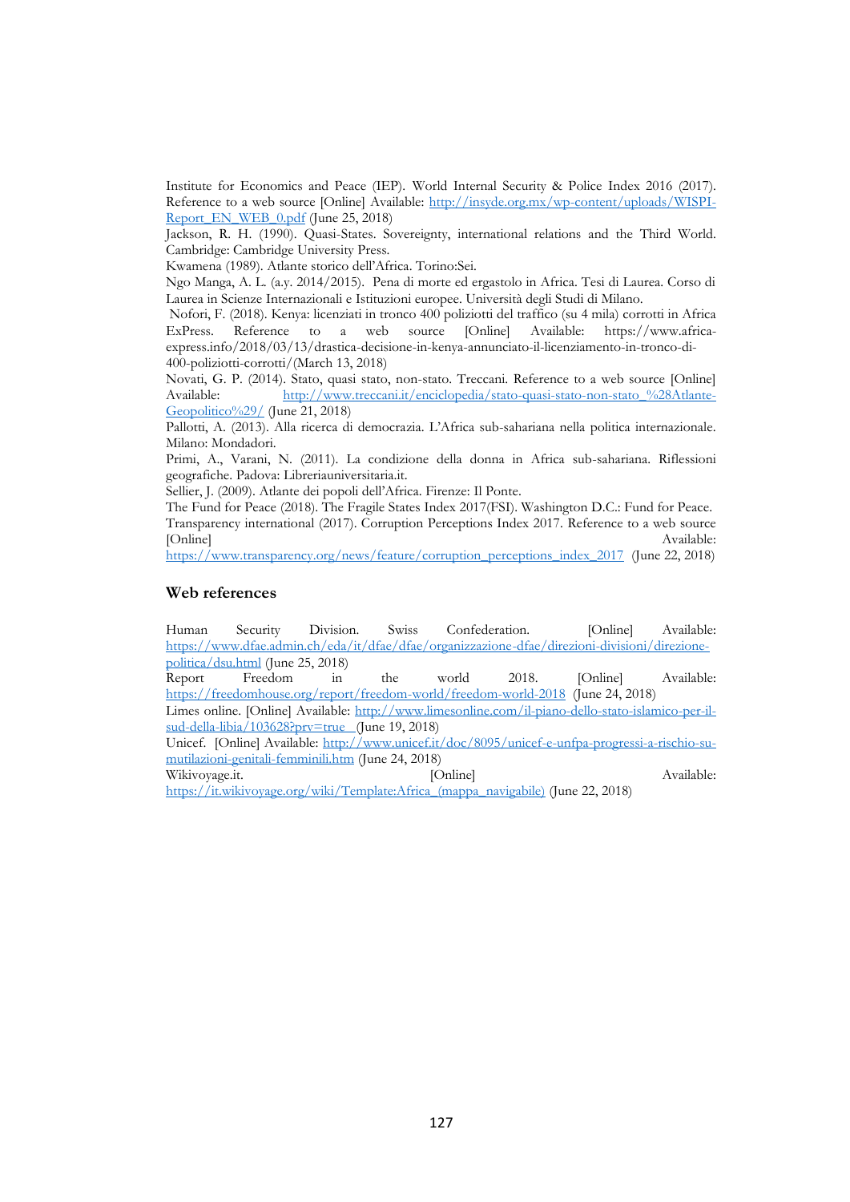Institute for Economics and Peace (IEP). World Internal Security & Police Index 2016 (2017). Reference to a web source [Online] Available: http://insyde.org.mx/wp-content/uploads/WISPI-Report_EN_WEB_0.pdf (June 25, 2018)

Jackson, R. H. (1990). Quasi-States. Sovereignty, international relations and the Third World. Cambridge: Cambridge University Press.

Kwamena (1989). Atlante storico dell'Africa. Torino:Sei.

Ngo Manga, A. L. (a.y. 2014/2015). Pena di morte ed ergastolo in Africa. Tesi di Laurea. Corso di Laurea in Scienze Internazionali e Istituzioni europee. Università degli Studi di Milano.

Nofori, F. (2018). Kenya: licenziati in tronco 400 poliziotti del traffico (su 4 mila) corrotti in Africa ExPress. Reference to a web source [Online] Available: https://www.africa-express.info/2018/03/13/drastica-decisione-in-kenya-annunciato-il-licenziamento-in-tronco-di-400-poliziotti-corrotti/(March 13, 2018)

Novati, G. P. (2014). Stato, quasi stato, non-stato. Treccani. Reference to a web source [Online] Available: http://www.treccani.it/enciclopedia/stato-quasi-stato-non-stato_%28Atlante-Geopolitico%29/ (June 21, 2018)

Pallotti, A. (2013). Alla ricerca di democrazia. L'Africa sub-sahariana nella politica internazionale. Milano: Mondadori.

Primi, A., Varani, N. (2011). La condizione della donna in Africa sub-sahariana. Riflessioni geografiche. Padova: Libreriauniversitaria.it.

Sellier, J. (2009). Atlante dei popoli dell'Africa. Firenze: Il Ponte.

The Fund for Peace (2018). The Fragile States Index 2017(FSI). Washington D.C.: Fund for Peace.

Transparency international (2017). Corruption Perceptions Index 2017. Reference to a web source [Online] Available: https://www.transparency.org/news/feature/corruption_perceptions_index_2017 (June 22, 2018)

## Web references

Human Security Division. Swiss Confederation. [Online] Available: https://www.dfae.admin.ch/eda/it/dfae/dfae/organizzazione-dfae/direzioni-divisioni/direzione-politica/dsu.html (June 25, 2018)

Report Freedom in the world 2018. [Online] Available: https://freedomhouse.org/report/freedom-world/freedom-world-2018 (June 24, 2018)

Limes online. [Online] Available: http://www.limesonline.com/il-piano-dello-stato-islamico-per-il-sud-della-libia/103628?prv=true (June 19, 2018)

Unicef. [Online] Available: http://www.unicef.it/doc/8095/unicef-e-unfpa-progressi-a-rischio-su-mutilazioni-genitali-femminili.htm (June 24, 2018)

Wikivoyage.it. [Online] Available: https://it.wikivoyage.org/wiki/Template:Africa_(mappa_navigabile) (June 22, 2018)